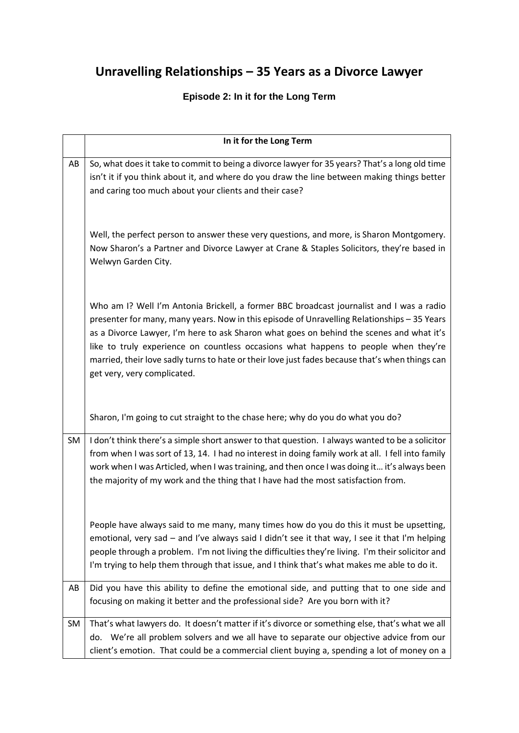# Unravelling Relationships – 35 Years as a Divorce Lawyer

### Episode 2: In it for the Long Term

| | In it for the Long Term |
|---|---|
| AB | So, what does it take to commit to being a divorce lawyer for 35 years? That's a long old time isn't it if you think about it, and where do you draw the line between making things better and caring too much about your clients and their case?<br><br>Well, the perfect person to answer these very questions, and more, is Sharon Montgomery. Now Sharon's a Partner and Divorce Lawyer at Crane & Staples Solicitors, they're based in Welwyn Garden City.<br><br>Who am I? Well I'm Antonia Brickell, a former BBC broadcast journalist and I was a radio presenter for many, many years. Now in this episode of Unravelling Relationships – 35 Years as a Divorce Lawyer, I'm here to ask Sharon what goes on behind the scenes and what it's like to truly experience on countless occasions what happens to people when they're married, their love sadly turns to hate or their love just fades because that's when things can get very, very complicated.<br><br>Sharon, I'm going to cut straight to the chase here; why do you do what you do? |
| SM | I don't think there's a simple short answer to that question. I always wanted to be a solicitor from when I was sort of 13, 14. I had no interest in doing family work at all. I fell into family work when I was Articled, when I was training, and then once I was doing it… it's always been the majority of my work and the thing that I have had the most satisfaction from.<br><br>People have always said to me many, many times how do you do this it must be upsetting, emotional, very sad – and I've always said I didn't see it that way, I see it that I'm helping people through a problem. I'm not living the difficulties they're living. I'm their solicitor and I'm trying to help them through that issue, and I think that's what makes me able to do it. |
| AB | Did you have this ability to define the emotional side, and putting that to one side and focusing on making it better and the professional side? Are you born with it? |
| SM | That's what lawyers do. It doesn't matter if it's divorce or something else, that's what we all do. We're all problem solvers and we all have to separate our objective advice from our client's emotion. That could be a commercial client buying a, spending a lot of money on a |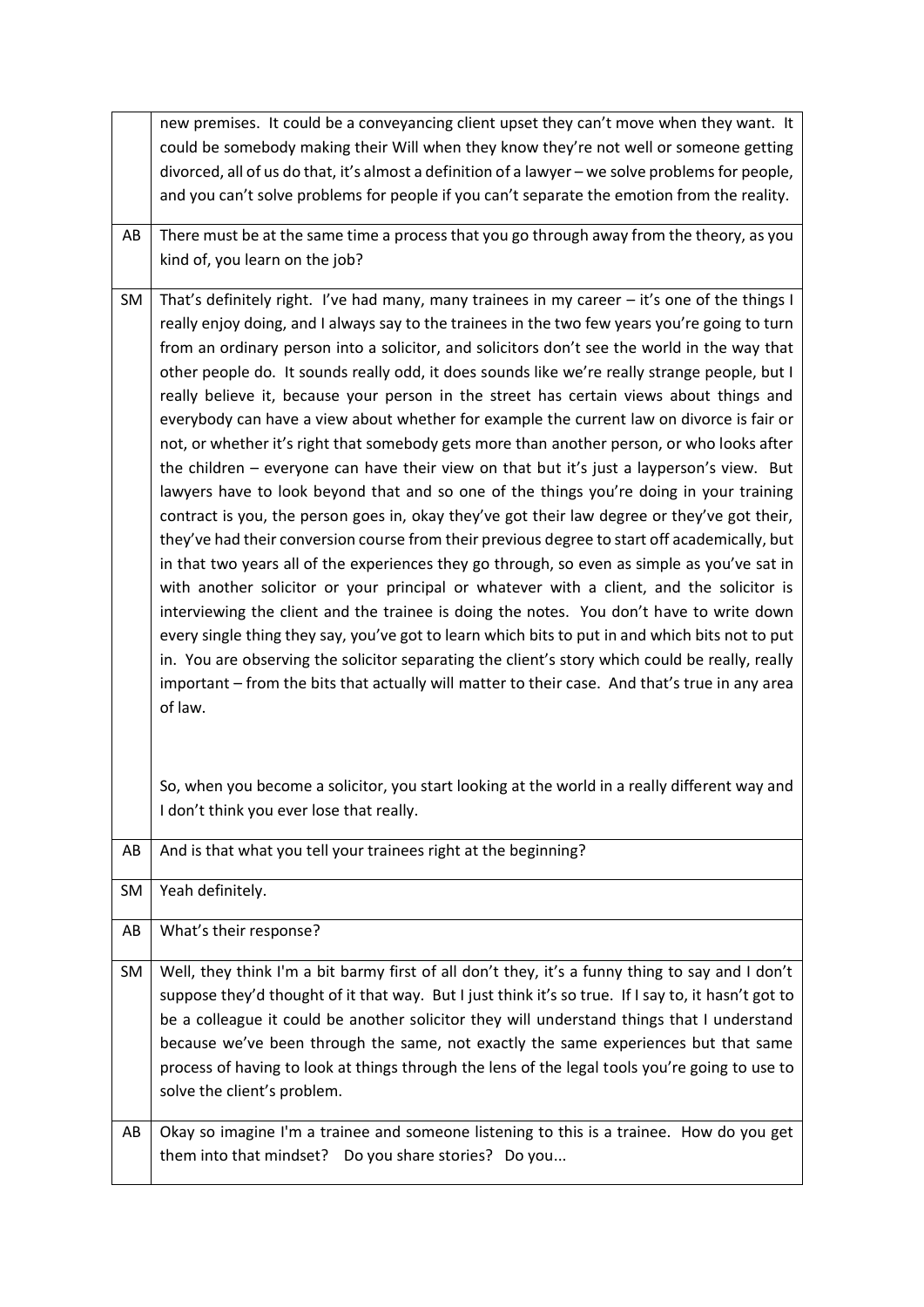| | |
|---|---|
| | new premises. It could be a conveyancing client upset they can't move when they want. It could be somebody making their Will when they know they're not well or someone getting divorced, all of us do that, it's almost a definition of a lawyer – we solve problems for people, and you can't solve problems for people if you can't separate the emotion from the reality. |
| AB | There must be at the same time a process that you go through away from the theory, as you kind of, you learn on the job? |
| SM | That's definitely right. I've had many, many trainees in my career – it's one of the things I really enjoy doing, and I always say to the trainees in the two few years you're going to turn from an ordinary person into a solicitor, and solicitors don't see the world in the way that other people do. It sounds really odd, it does sounds like we're really strange people, but I really believe it, because your person in the street has certain views about things and everybody can have a view about whether for example the current law on divorce is fair or not, or whether it's right that somebody gets more than another person, or who looks after the children – everyone can have their view on that but it's just a layperson's view. But lawyers have to look beyond that and so one of the things you're doing in your training contract is you, the person goes in, okay they've got their law degree or they've got their, they've had their conversion course from their previous degree to start off academically, but in that two years all of the experiences they go through, so even as simple as you've sat in with another solicitor or your principal or whatever with a client, and the solicitor is interviewing the client and the trainee is doing the notes. You don't have to write down every single thing they say, you've got to learn which bits to put in and which bits not to put in. You are observing the solicitor separating the client's story which could be really, really important – from the bits that actually will matter to their case. And that's true in any area of law.<br><br>So, when you become a solicitor, you start looking at the world in a really different way and I don't think you ever lose that really. |
| AB | And is that what you tell your trainees right at the beginning? |
| SM | Yeah definitely. |
| AB | What's their response? |
| SM | Well, they think I'm a bit barmy first of all don't they, it's a funny thing to say and I don't suppose they'd thought of it that way. But I just think it's so true. If I say to, it hasn't got to be a colleague it could be another solicitor they will understand things that I understand because we've been through the same, not exactly the same experiences but that same process of having to look at things through the lens of the legal tools you're going to use to solve the client's problem. |
| AB | Okay so imagine I'm a trainee and someone listening to this is a trainee. How do you get them into that mindset? Do you share stories? Do you... |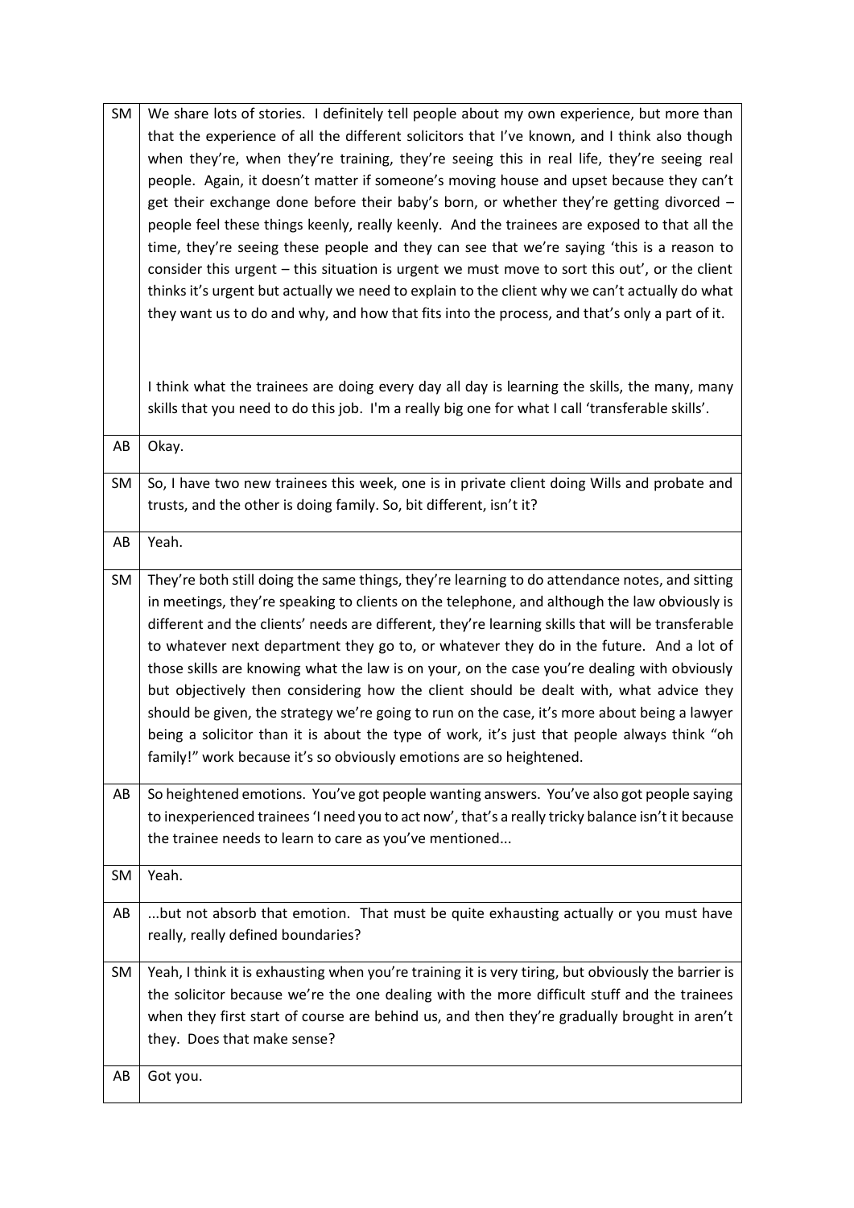| | |
|---|---|
| SM | We share lots of stories. I definitely tell people about my own experience, but more than that the experience of all the different solicitors that I've known, and I think also though when they're, when they're training, they're seeing this in real life, they're seeing real people. Again, it doesn't matter if someone's moving house and upset because they can't get their exchange done before their baby's born, or whether they're getting divorced – people feel these things keenly, really keenly. And the trainees are exposed to that all the time, they're seeing these people and they can see that we're saying 'this is a reason to consider this urgent – this situation is urgent we must move to sort this out', or the client thinks it's urgent but actually we need to explain to the client why we can't actually do what they want us to do and why, and how that fits into the process, and that's only a part of it.<br><br>I think what the trainees are doing every day all day is learning the skills, the many, many skills that you need to do this job. I'm a really big one for what I call 'transferable skills'. |
| AB | Okay. |
| SM | So, I have two new trainees this week, one is in private client doing Wills and probate and trusts, and the other is doing family. So, bit different, isn't it? |
| AB | Yeah. |
| SM | They're both still doing the same things, they're learning to do attendance notes, and sitting in meetings, they're speaking to clients on the telephone, and although the law obviously is different and the clients' needs are different, they're learning skills that will be transferable to whatever next department they go to, or whatever they do in the future. And a lot of those skills are knowing what the law is on your, on the case you're dealing with obviously but objectively then considering how the client should be dealt with, what advice they should be given, the strategy we're going to run on the case, it's more about being a lawyer being a solicitor than it is about the type of work, it's just that people always think "oh family!" work because it's so obviously emotions are so heightened. |
| AB | So heightened emotions. You've got people wanting answers. You've also got people saying to inexperienced trainees 'I need you to act now', that's a really tricky balance isn't it because the trainee needs to learn to care as you've mentioned... |
| SM | Yeah. |
| AB | ...but not absorb that emotion. That must be quite exhausting actually or you must have really, really defined boundaries? |
| SM | Yeah, I think it is exhausting when you're training it is very tiring, but obviously the barrier is the solicitor because we're the one dealing with the more difficult stuff and the trainees when they first start of course are behind us, and then they're gradually brought in aren't they. Does that make sense? |
| AB | Got you. |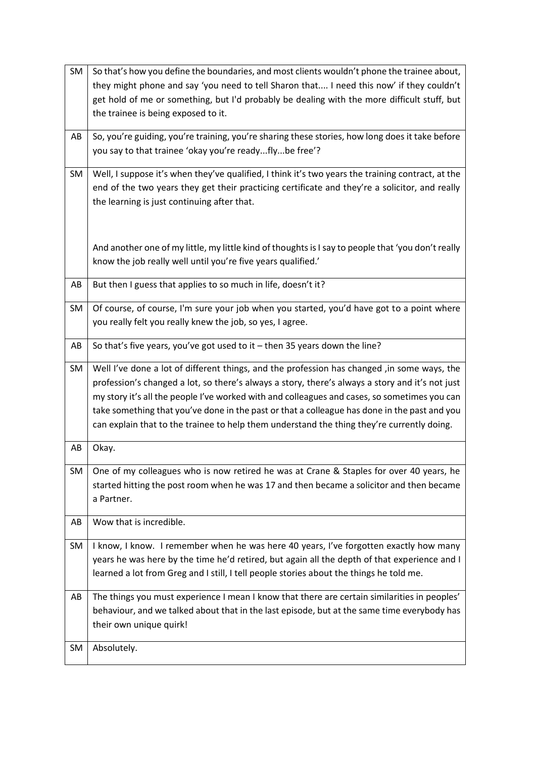| | |
|---|---|
| SM | So that's how you define the boundaries, and most clients wouldn't phone the trainee about, they might phone and say 'you need to tell Sharon that.... I need this now' if they couldn't get hold of me or something, but I'd probably be dealing with the more difficult stuff, but the trainee is being exposed to it. |
| AB | So, you're guiding, you're training, you're sharing these stories, how long does it take before you say to that trainee 'okay you're ready...fly...be free'? |
| SM | Well, I suppose it's when they've qualified, I think it's two years the training contract, at the end of the two years they get their practicing certificate and they're a solicitor, and really the learning is just continuing after that.<br><br>And another one of my little, my little kind of thoughts is I say to people that 'you don't really know the job really well until you're five years qualified.' |
| AB | But then I guess that applies to so much in life, doesn't it? |
| SM | Of course, of course, I'm sure your job when you started, you'd have got to a point where you really felt you really knew the job, so yes, I agree. |
| AB | So that's five years, you've got used to it – then 35 years down the line? |
| SM | Well I've done a lot of different things, and the profession has changed ,in some ways, the profession's changed a lot, so there's always a story, there's always a story and it's not just my story it's all the people I've worked with and colleagues and cases, so sometimes you can take something that you've done in the past or that a colleague has done in the past and you can explain that to the trainee to help them understand the thing they're currently doing. |
| AB | Okay. |
| SM | One of my colleagues who is now retired he was at Crane & Staples for over 40 years, he started hitting the post room when he was 17 and then became a solicitor and then became a Partner. |
| AB | Wow that is incredible. |
| SM | I know, I know. I remember when he was here 40 years, I've forgotten exactly how many years he was here by the time he'd retired, but again all the depth of that experience and I learned a lot from Greg and I still, I tell people stories about the things he told me. |
| AB | The things you must experience I mean I know that there are certain similarities in peoples' behaviour, and we talked about that in the last episode, but at the same time everybody has their own unique quirk! |
| SM | Absolutely. |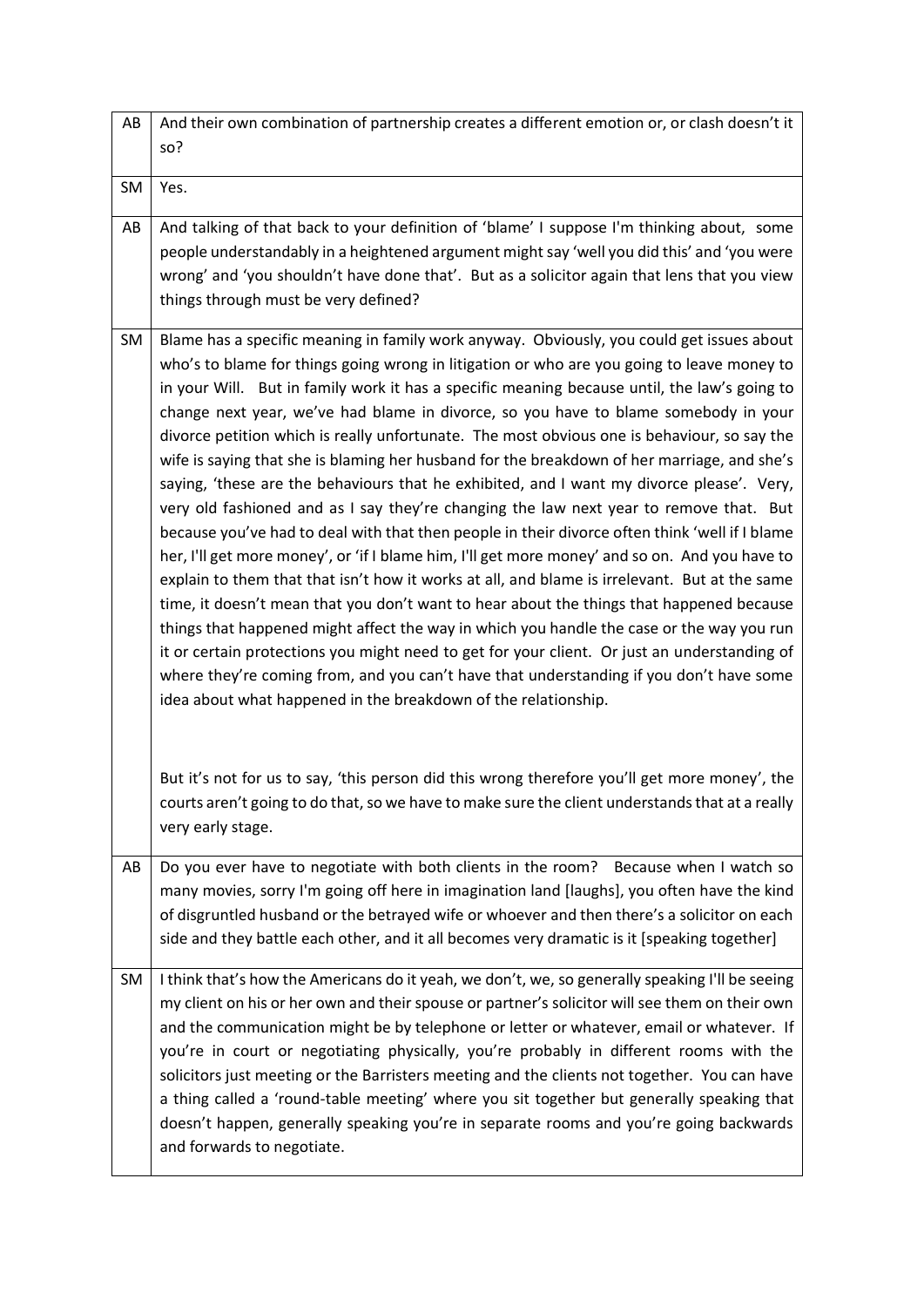| | |
|---|---|
| AB | And their own combination of partnership creates a different emotion or, or clash doesn't it so? |
| SM | Yes. |
| AB | And talking of that back to your definition of 'blame' I suppose I'm thinking about, some people understandably in a heightened argument might say 'well you did this' and 'you were wrong' and 'you shouldn't have done that'. But as a solicitor again that lens that you view things through must be very defined? |
| SM | Blame has a specific meaning in family work anyway. Obviously, you could get issues about who's to blame for things going wrong in litigation or who are you going to leave money to in your Will. But in family work it has a specific meaning because until, the law's going to change next year, we've had blame in divorce, so you have to blame somebody in your divorce petition which is really unfortunate. The most obvious one is behaviour, so say the wife is saying that she is blaming her husband for the breakdown of her marriage, and she's saying, 'these are the behaviours that he exhibited, and I want my divorce please'. Very, very old fashioned and as I say they're changing the law next year to remove that. But because you've had to deal with that then people in their divorce often think 'well if I blame her, I'll get more money', or 'if I blame him, I'll get more money' and so on. And you have to explain to them that that isn't how it works at all, and blame is irrelevant. But at the same time, it doesn't mean that you don't want to hear about the things that happened because things that happened might affect the way in which you handle the case or the way you run it or certain protections you might need to get for your client. Or just an understanding of where they're coming from, and you can't have that understanding if you don't have some idea about what happened in the breakdown of the relationship.<br><br>But it's not for us to say, 'this person did this wrong therefore you'll get more money', the courts aren't going to do that, so we have to make sure the client understands that at a really very early stage. |
| AB | Do you ever have to negotiate with both clients in the room? Because when I watch so many movies, sorry I'm going off here in imagination land [laughs], you often have the kind of disgruntled husband or the betrayed wife or whoever and then there's a solicitor on each side and they battle each other, and it all becomes very dramatic is it [speaking together] |
| SM | I think that's how the Americans do it yeah, we don't, we, so generally speaking I'll be seeing my client on his or her own and their spouse or partner's solicitor will see them on their own and the communication might be by telephone or letter or whatever, email or whatever. If you're in court or negotiating physically, you're probably in different rooms with the solicitors just meeting or the Barristers meeting and the clients not together. You can have a thing called a 'round-table meeting' where you sit together but generally speaking that doesn't happen, generally speaking you're in separate rooms and you're going backwards and forwards to negotiate. |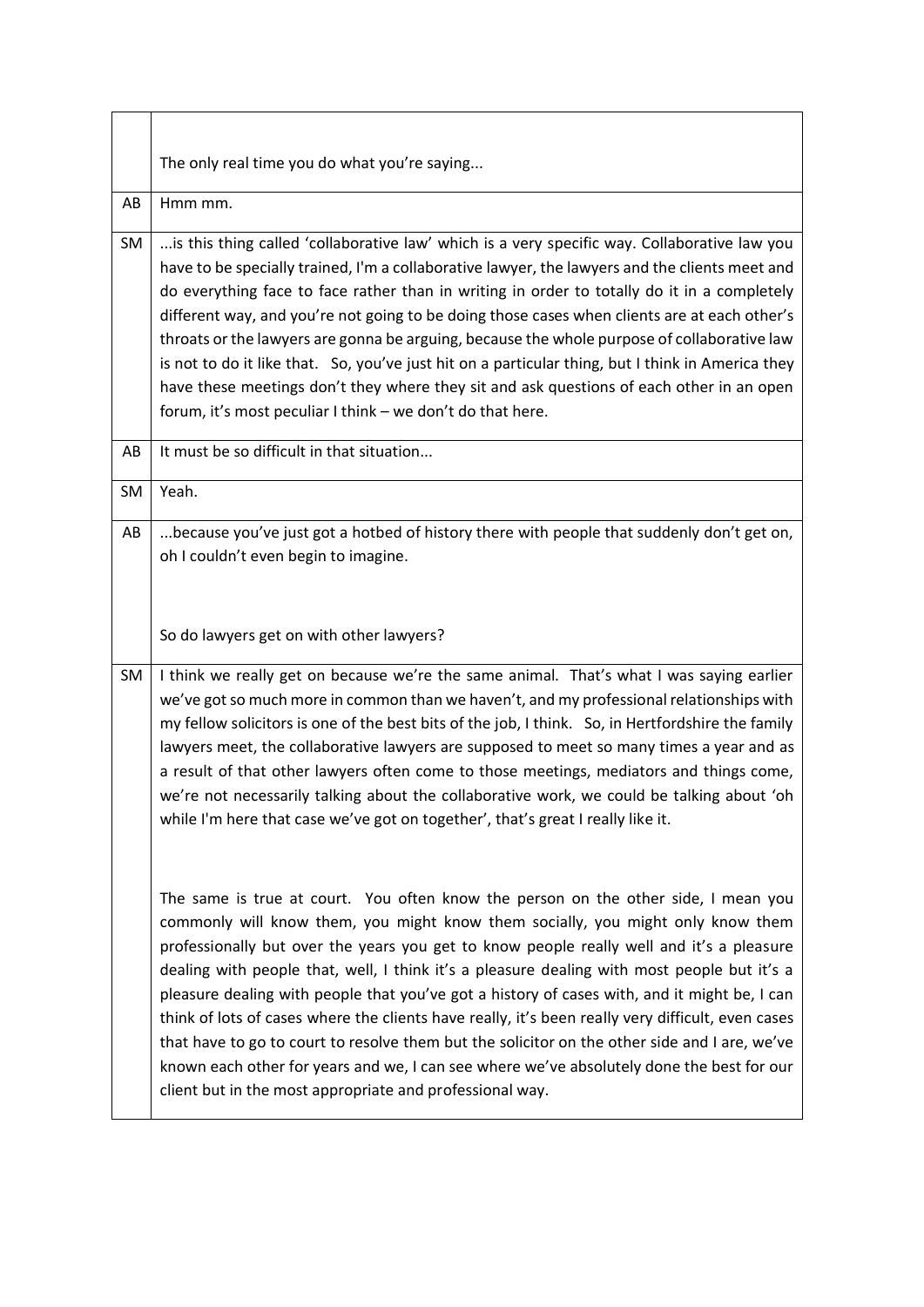| | |
|---|---|
| | The only real time you do what you're saying... |
| AB | Hmm mm. |
| SM | ...is this thing called 'collaborative law' which is a very specific way. Collaborative law you have to be specially trained, I'm a collaborative lawyer, the lawyers and the clients meet and do everything face to face rather than in writing in order to totally do it in a completely different way, and you're not going to be doing those cases when clients are at each other's throats or the lawyers are gonna be arguing, because the whole purpose of collaborative law is not to do it like that. So, you've just hit on a particular thing, but I think in America they have these meetings don't they where they sit and ask questions of each other in an open forum, it's most peculiar I think – we don't do that here. |
| AB | It must be so difficult in that situation... |
| SM | Yeah. |
| AB | ...because you've just got a hotbed of history there with people that suddenly don't get on, oh I couldn't even begin to imagine.<br><br>So do lawyers get on with other lawyers? |
| SM | I think we really get on because we're the same animal. That's what I was saying earlier we've got so much more in common than we haven't, and my professional relationships with my fellow solicitors is one of the best bits of the job, I think. So, in Hertfordshire the family lawyers meet, the collaborative lawyers are supposed to meet so many times a year and as a result of that other lawyers often come to those meetings, mediators and things come, we're not necessarily talking about the collaborative work, we could be talking about 'oh while I'm here that case we've got on together', that's great I really like it.<br><br>The same is true at court. You often know the person on the other side, I mean you commonly will know them, you might know them socially, you might only know them professionally but over the years you get to know people really well and it's a pleasure dealing with people that, well, I think it's a pleasure dealing with most people but it's a pleasure dealing with people that you've got a history of cases with, and it might be, I can think of lots of cases where the clients have really, it's been really very difficult, even cases that have to go to court to resolve them but the solicitor on the other side and I are, we've known each other for years and we, I can see where we've absolutely done the best for our client but in the most appropriate and professional way. |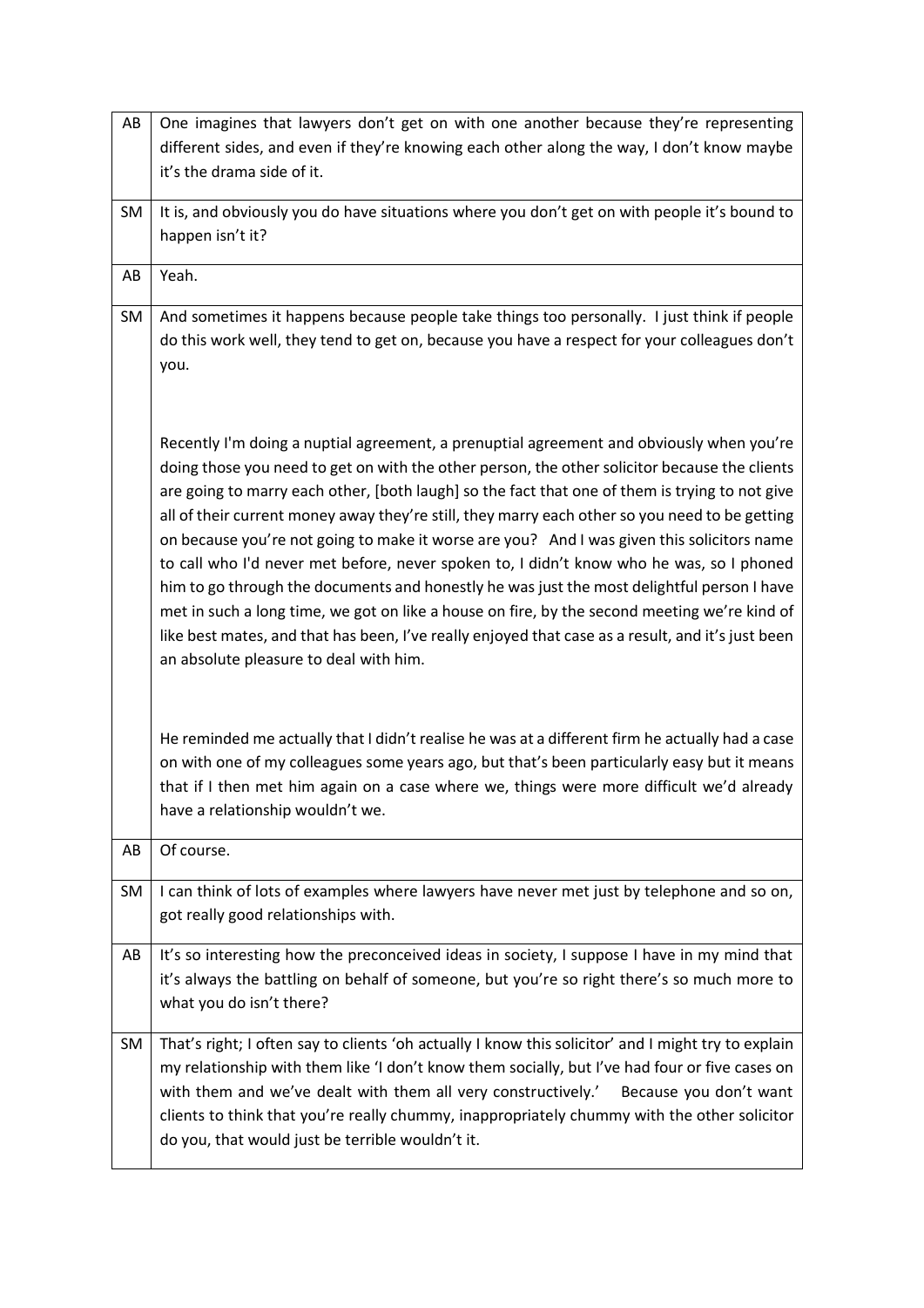| | |
|---|---|
| AB | One imagines that lawyers don't get on with one another because they're representing different sides, and even if they're knowing each other along the way, I don't know maybe it's the drama side of it. |
| SM | It is, and obviously you do have situations where you don't get on with people it's bound to happen isn't it? |
| AB | Yeah. |
| SM | And sometimes it happens because people take things too personally. I just think if people do this work well, they tend to get on, because you have a respect for your colleagues don't you.<br><br>Recently I'm doing a nuptial agreement, a prenuptial agreement and obviously when you're doing those you need to get on with the other person, the other solicitor because the clients are going to marry each other, [both laugh] so the fact that one of them is trying to not give all of their current money away they're still, they marry each other so you need to be getting on because you're not going to make it worse are you? And I was given this solicitors name to call who I'd never met before, never spoken to, I didn't know who he was, so I phoned him to go through the documents and honestly he was just the most delightful person I have met in such a long time, we got on like a house on fire, by the second meeting we're kind of like best mates, and that has been, I've really enjoyed that case as a result, and it's just been an absolute pleasure to deal with him.<br><br>He reminded me actually that I didn't realise he was at a different firm he actually had a case on with one of my colleagues some years ago, but that's been particularly easy but it means that if I then met him again on a case where we, things were more difficult we'd already have a relationship wouldn't we. |
| AB | Of course. |
| SM | I can think of lots of examples where lawyers have never met just by telephone and so on, got really good relationships with. |
| AB | It's so interesting how the preconceived ideas in society, I suppose I have in my mind that it's always the battling on behalf of someone, but you're so right there's so much more to what you do isn't there? |
| SM | That's right; I often say to clients 'oh actually I know this solicitor' and I might try to explain my relationship with them like 'I don't know them socially, but I've had four or five cases on with them and we've dealt with them all very constructively.' Because you don't want clients to think that you're really chummy, inappropriately chummy with the other solicitor do you, that would just be terrible wouldn't it. |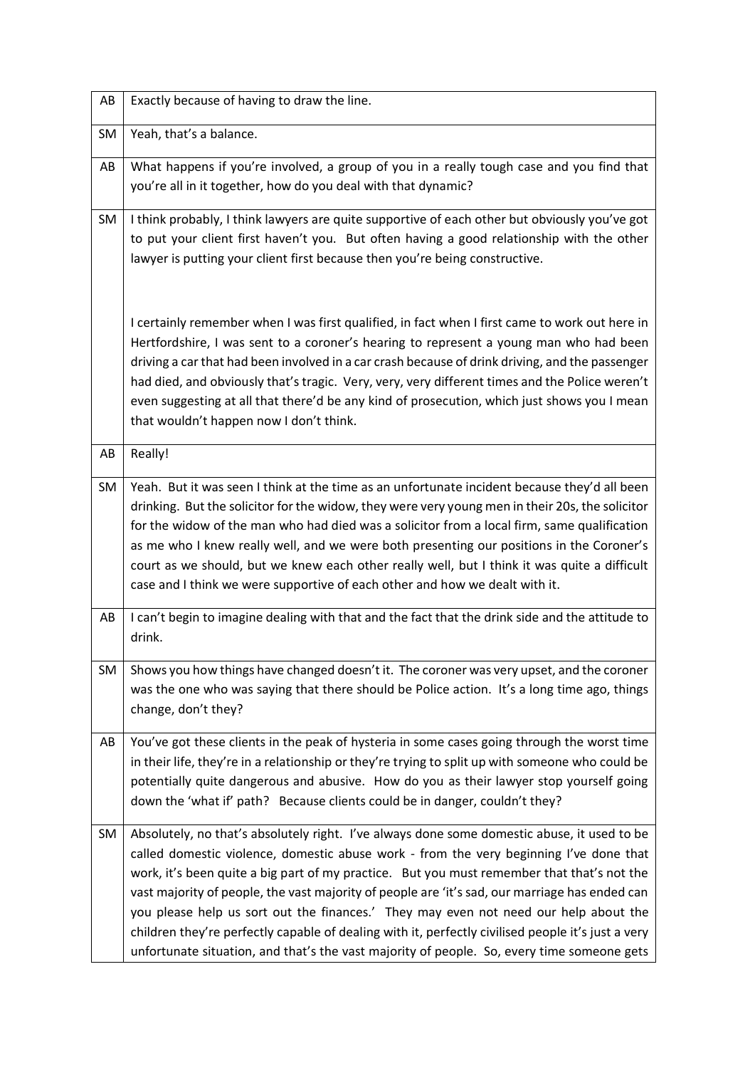| | |
|---|---|
| AB | Exactly because of having to draw the line. |
| SM | Yeah, that's a balance. |
| AB | What happens if you're involved, a group of you in a really tough case and you find that you're all in it together, how do you deal with that dynamic? |
| SM | I think probably, I think lawyers are quite supportive of each other but obviously you've got to put your client first haven't you. But often having a good relationship with the other lawyer is putting your client first because then you're being constructive.<br><br>I certainly remember when I was first qualified, in fact when I first came to work out here in Hertfordshire, I was sent to a coroner's hearing to represent a young man who had been driving a car that had been involved in a car crash because of drink driving, and the passenger had died, and obviously that's tragic. Very, very, very different times and the Police weren't even suggesting at all that there'd be any kind of prosecution, which just shows you I mean that wouldn't happen now I don't think. |
| AB | Really! |
| SM | Yeah. But it was seen I think at the time as an unfortunate incident because they'd all been drinking. But the solicitor for the widow, they were very young men in their 20s, the solicitor for the widow of the man who had died was a solicitor from a local firm, same qualification as me who I knew really well, and we were both presenting our positions in the Coroner's court as we should, but we knew each other really well, but I think it was quite a difficult case and I think we were supportive of each other and how we dealt with it. |
| AB | I can't begin to imagine dealing with that and the fact that the drink side and the attitude to drink. |
| SM | Shows you how things have changed doesn't it. The coroner was very upset, and the coroner was the one who was saying that there should be Police action. It's a long time ago, things change, don't they? |
| AB | You've got these clients in the peak of hysteria in some cases going through the worst time in their life, they're in a relationship or they're trying to split up with someone who could be potentially quite dangerous and abusive. How do you as their lawyer stop yourself going down the 'what if' path? Because clients could be in danger, couldn't they? |
| SM | Absolutely, no that's absolutely right. I've always done some domestic abuse, it used to be called domestic violence, domestic abuse work - from the very beginning I've done that work, it's been quite a big part of my practice. But you must remember that that's not the vast majority of people, the vast majority of people are 'it's sad, our marriage has ended can you please help us sort out the finances.' They may even not need our help about the children they're perfectly capable of dealing with it, perfectly civilised people it's just a very unfortunate situation, and that's the vast majority of people. So, every time someone gets |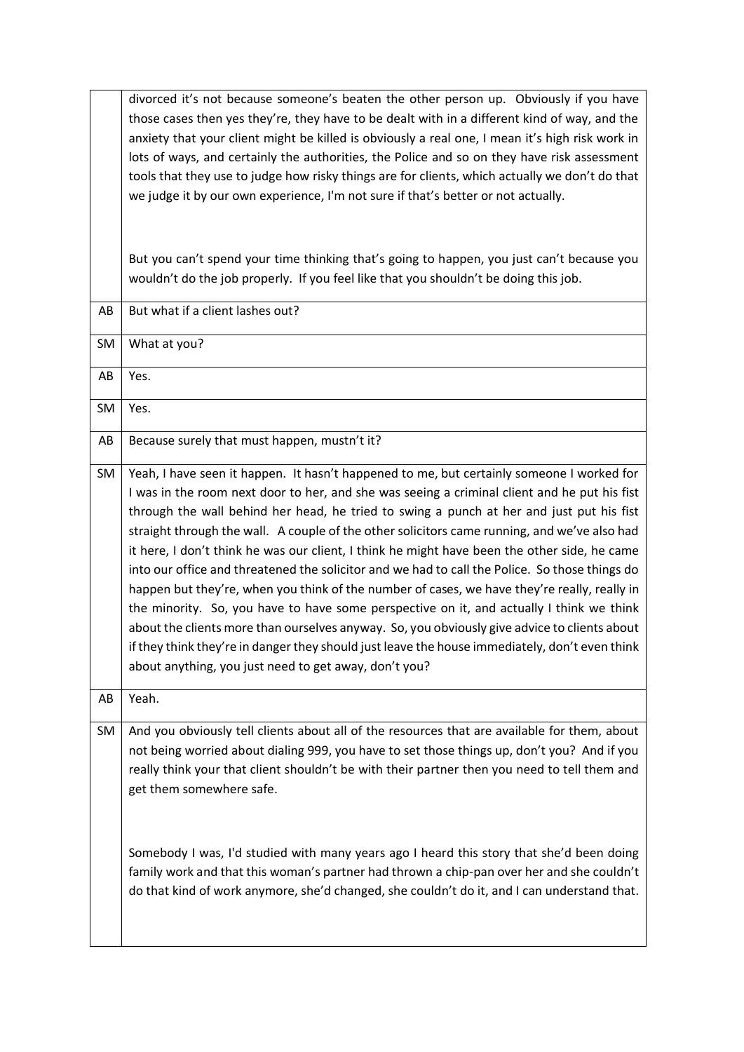| | |
|---|---|
| | divorced it's not because someone's beaten the other person up. Obviously if you have those cases then yes they're, they have to be dealt with in a different kind of way, and the anxiety that your client might be killed is obviously a real one, I mean it's high risk work in lots of ways, and certainly the authorities, the Police and so on they have risk assessment tools that they use to judge how risky things are for clients, which actually we don't do that we judge it by our own experience, I'm not sure if that's better or not actually.<br><br>But you can't spend your time thinking that's going to happen, you just can't because you wouldn't do the job properly. If you feel like that you shouldn't be doing this job. |
| AB | But what if a client lashes out? |
| SM | What at you? |
| AB | Yes. |
| SM | Yes. |
| AB | Because surely that must happen, mustn't it? |
| SM | Yeah, I have seen it happen. It hasn't happened to me, but certainly someone I worked for I was in the room next door to her, and she was seeing a criminal client and he put his fist through the wall behind her head, he tried to swing a punch at her and just put his fist straight through the wall. A couple of the other solicitors came running, and we've also had it here, I don't think he was our client, I think he might have been the other side, he came into our office and threatened the solicitor and we had to call the Police. So those things do happen but they're, when you think of the number of cases, we have they're really, really in the minority. So, you have to have some perspective on it, and actually I think we think about the clients more than ourselves anyway. So, you obviously give advice to clients about if they think they're in danger they should just leave the house immediately, don't even think about anything, you just need to get away, don't you? |
| AB | Yeah. |
| SM | And you obviously tell clients about all of the resources that are available for them, about not being worried about dialing 999, you have to set those things up, don't you? And if you really think your that client shouldn't be with their partner then you need to tell them and get them somewhere safe.<br><br>Somebody I was, I'd studied with many years ago I heard this story that she'd been doing family work and that this woman's partner had thrown a chip-pan over her and she couldn't do that kind of work anymore, she'd changed, she couldn't do it, and I can understand that. |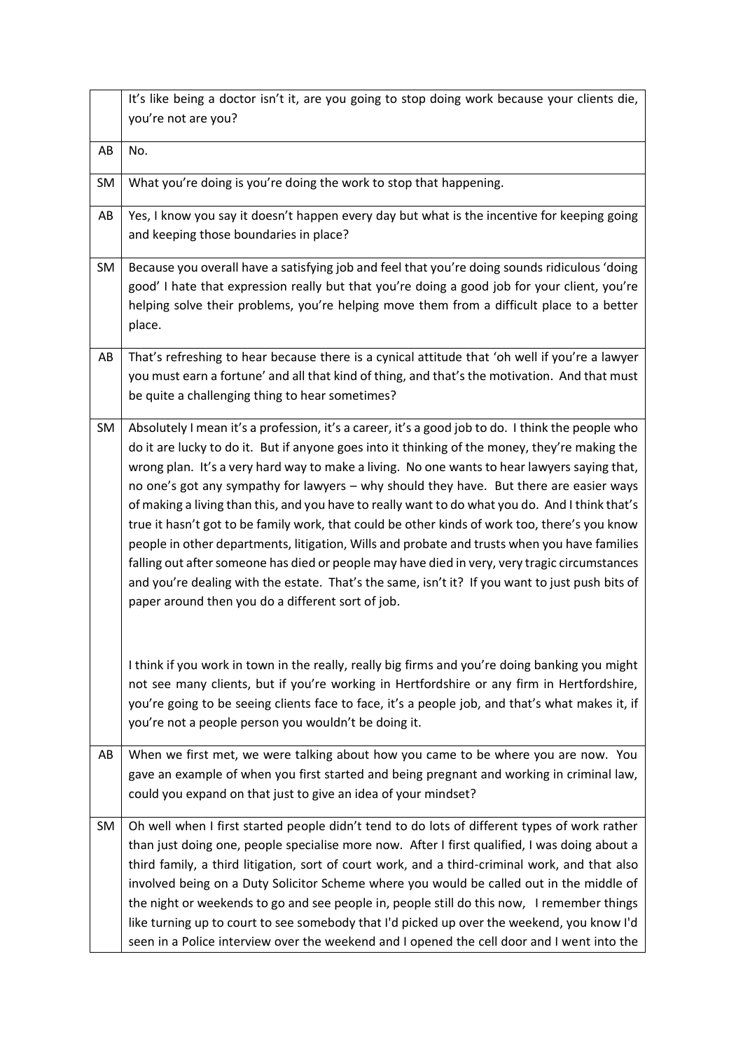| | |
|---|---|
| | It's like being a doctor isn't it, are you going to stop doing work because your clients die, you're not are you? |
| AB | No. |
| SM | What you're doing is you're doing the work to stop that happening. |
| AB | Yes, I know you say it doesn't happen every day but what is the incentive for keeping going and keeping those boundaries in place? |
| SM | Because you overall have a satisfying job and feel that you're doing sounds ridiculous 'doing good' I hate that expression really but that you're doing a good job for your client, you're helping solve their problems, you're helping move them from a difficult place to a better place. |
| AB | That's refreshing to hear because there is a cynical attitude that 'oh well if you're a lawyer you must earn a fortune' and all that kind of thing, and that's the motivation. And that must be quite a challenging thing to hear sometimes? |
| SM | Absolutely I mean it's a profession, it's a career, it's a good job to do. I think the people who do it are lucky to do it. But if anyone goes into it thinking of the money, they're making the wrong plan. It's a very hard way to make a living. No one wants to hear lawyers saying that, no one's got any sympathy for lawyers – why should they have. But there are easier ways of making a living than this, and you have to really want to do what you do. And I think that's true it hasn't got to be family work, that could be other kinds of work too, there's you know people in other departments, litigation, Wills and probate and trusts when you have families falling out after someone has died or people may have died in very, very tragic circumstances and you're dealing with the estate. That's the same, isn't it? If you want to just push bits of paper around then you do a different sort of job. <br><br> I think if you work in town in the really, really big firms and you're doing banking you might not see many clients, but if you're working in Hertfordshire or any firm in Hertfordshire, you're going to be seeing clients face to face, it's a people job, and that's what makes it, if you're not a people person you wouldn't be doing it. |
| AB | When we first met, we were talking about how you came to be where you are now. You gave an example of when you first started and being pregnant and working in criminal law, could you expand on that just to give an idea of your mindset? |
| SM | Oh well when I first started people didn't tend to do lots of different types of work rather than just doing one, people specialise more now. After I first qualified, I was doing about a third family, a third litigation, sort of court work, and a third-criminal work, and that also involved being on a Duty Solicitor Scheme where you would be called out in the middle of the night or weekends to go and see people in, people still do this now, I remember things like turning up to court to see somebody that I'd picked up over the weekend, you know I'd seen in a Police interview over the weekend and I opened the cell door and I went into the |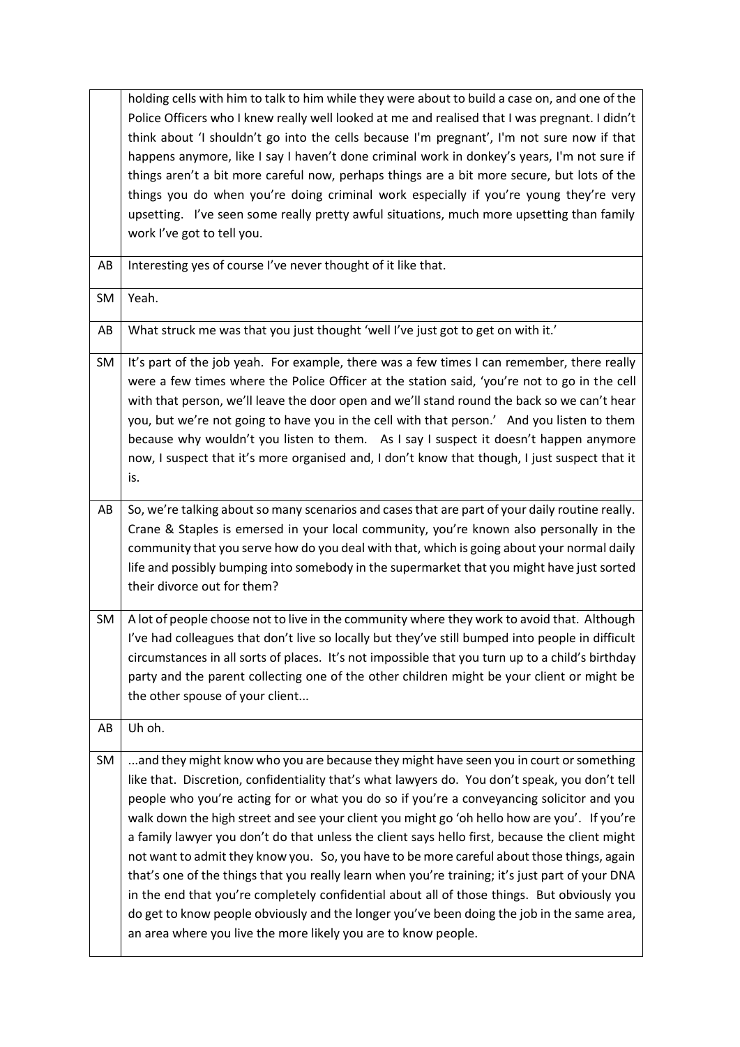| | |
|---|---|
| | holding cells with him to talk to him while they were about to build a case on, and one of the Police Officers who I knew really well looked at me and realised that I was pregnant. I didn't think about 'I shouldn't go into the cells because I'm pregnant', I'm not sure now if that happens anymore, like I say I haven't done criminal work in donkey's years, I'm not sure if things aren't a bit more careful now, perhaps things are a bit more secure, but lots of the things you do when you're doing criminal work especially if you're young they're very upsetting. I've seen some really pretty awful situations, much more upsetting than family work I've got to tell you. |
| AB | Interesting yes of course I've never thought of it like that. |
| SM | Yeah. |
| AB | What struck me was that you just thought 'well I've just got to get on with it.' |
| SM | It's part of the job yeah. For example, there was a few times I can remember, there really were a few times where the Police Officer at the station said, 'you're not to go in the cell with that person, we'll leave the door open and we'll stand round the back so we can't hear you, but we're not going to have you in the cell with that person.' And you listen to them because why wouldn't you listen to them. As I say I suspect it doesn't happen anymore now, I suspect that it's more organised and, I don't know that though, I just suspect that it is. |
| AB | So, we're talking about so many scenarios and cases that are part of your daily routine really. Crane & Staples is emersed in your local community, you're known also personally in the community that you serve how do you deal with that, which is going about your normal daily life and possibly bumping into somebody in the supermarket that you might have just sorted their divorce out for them? |
| SM | A lot of people choose not to live in the community where they work to avoid that. Although I've had colleagues that don't live so locally but they've still bumped into people in difficult circumstances in all sorts of places. It's not impossible that you turn up to a child's birthday party and the parent collecting one of the other children might be your client or might be the other spouse of your client... |
| AB | Uh oh. |
| SM | ...and they might know who you are because they might have seen you in court or something like that. Discretion, confidentiality that's what lawyers do. You don't speak, you don't tell people who you're acting for or what you do so if you're a conveyancing solicitor and you walk down the high street and see your client you might go 'oh hello how are you'. If you're a family lawyer you don't do that unless the client says hello first, because the client might not want to admit they know you. So, you have to be more careful about those things, again that's one of the things that you really learn when you're training; it's just part of your DNA in the end that you're completely confidential about all of those things. But obviously you do get to know people obviously and the longer you've been doing the job in the same area, an area where you live the more likely you are to know people. |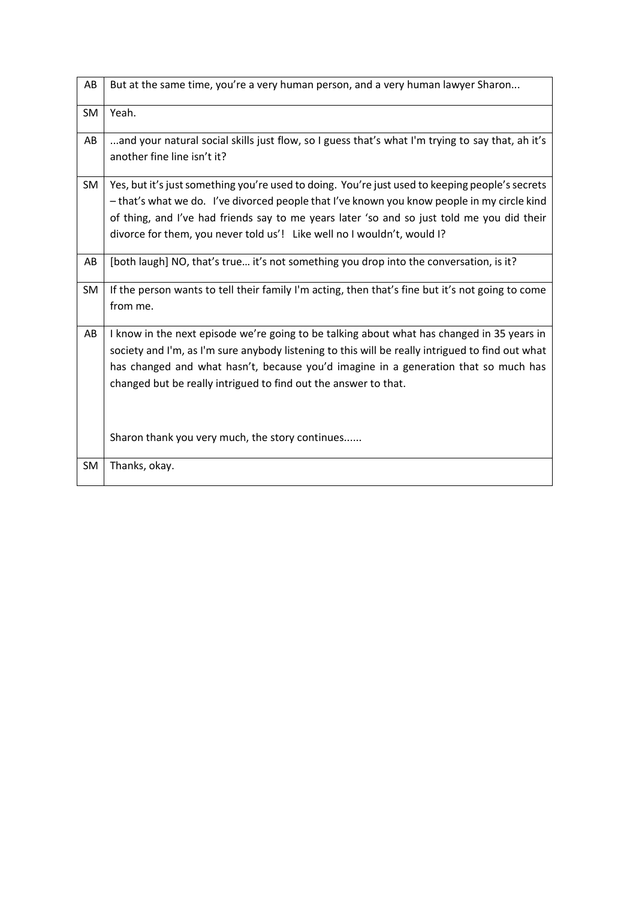| | |
|---|---|
| AB | But at the same time, you're a very human person, and a very human lawyer Sharon... |
| SM | Yeah. |
| AB | ...and your natural social skills just flow, so I guess that's what I'm trying to say that, ah it's another fine line isn't it? |
| SM | Yes, but it's just something you're used to doing. You're just used to keeping people's secrets – that's what we do. I've divorced people that I've known you know people in my circle kind of thing, and I've had friends say to me years later 'so and so just told me you did their divorce for them, you never told us'! Like well no I wouldn't, would I? |
| AB | [both laugh] NO, that's true… it's not something you drop into the conversation, is it? |
| SM | If the person wants to tell their family I'm acting, then that's fine but it's not going to come from me. |
| AB | I know in the next episode we're going to be talking about what has changed in 35 years in society and I'm, as I'm sure anybody listening to this will be really intrigued to find out what has changed and what hasn't, because you'd imagine in a generation that so much has changed but be really intrigued to find out the answer to that.<br><br>Sharon thank you very much, the story continues...... |
| SM | Thanks, okay. |